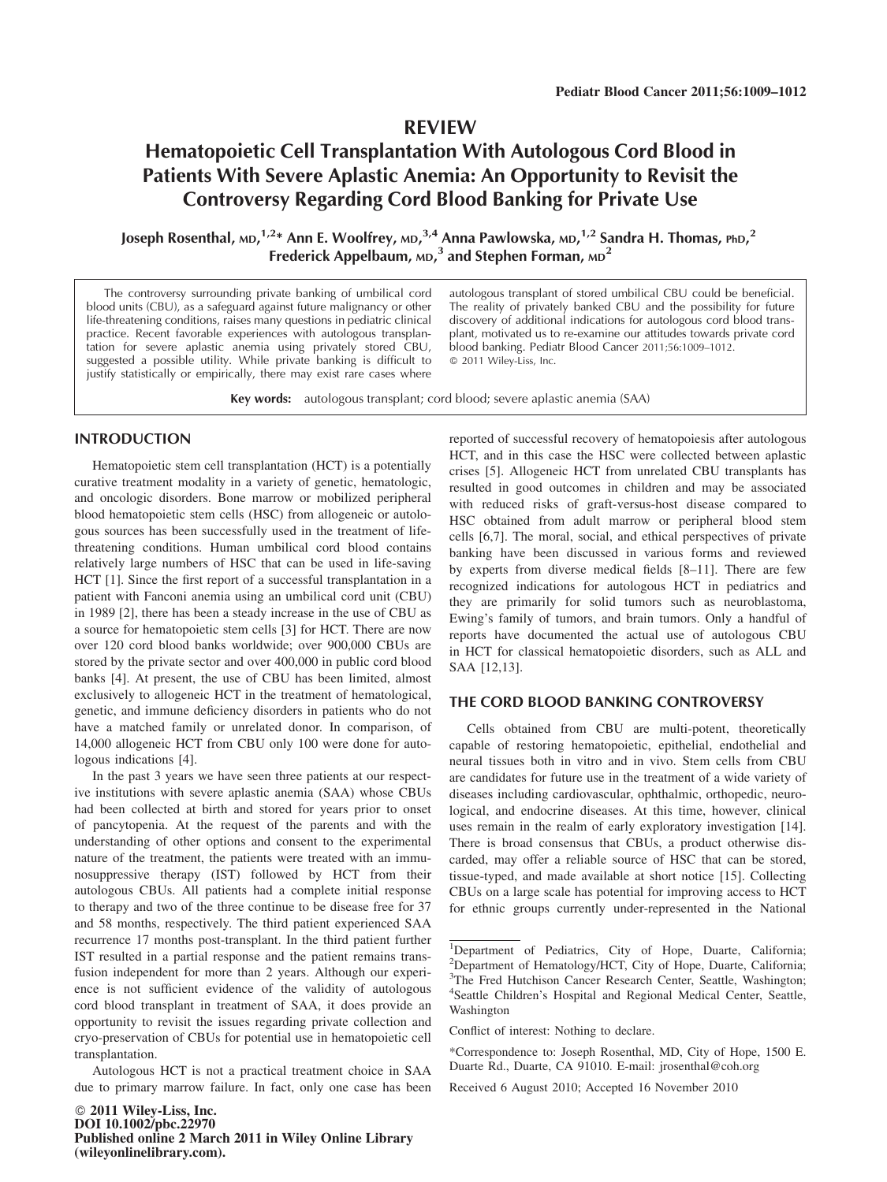# REVIEW

# Hematopoietic Cell Transplantation With Autologous Cord Blood in Patients With Severe Aplastic Anemia: An Opportunity to Revisit the Controversy Regarding Cord Blood Banking for Private Use

**Joseph Rosenthal, MD,[1,2]* Ann E. Woolfrey, MD,[3,4] Anna Pawlowska, MD,[1,2] Sandra H. Thomas, PhD,[2] Frederick Appelbaum, MD,[3] and Stephen Forman, MD[2]**

The controversy surrounding private banking of umbilical cord blood units (CBU), as a safeguard against future malignancy or other life-threatening conditions, raises many questions in pediatric clinical practice. Recent favorable experiences with autologous transplantation for severe aplastic anemia using privately stored CBU, suggested a possible utility. While private banking is difficult to justify statistically or empirically, there may exist rare cases where autologous transplant of stored umbilical CBU could be beneficial. The reality of privately banked CBU and the possibility for future discovery of additional indications for autologous cord blood transplant, motivated us to re-examine our attitudes towards private cord blood banking. Pediatr Blood Cancer 2011;56:1009–1012. © 2011 Wiley-Liss, Inc.

**Key words:** autologous transplant; cord blood; severe aplastic anemia (SAA)

## INTRODUCTION

Hematopoietic stem cell transplantation (HCT) is a potentially curative treatment modality in a variety of genetic, hematologic, and oncologic disorders. Bone marrow or mobilized peripheral blood hematopoietic stem cells (HSC) from allogeneic or autologous sources has been successfully used in the treatment of life-threatening conditions. Human umbilical cord blood contains relatively large numbers of HSC that can be used in life-saving HCT [1]. Since the first report of a successful transplantation in a patient with Fanconi anemia using an umbilical cord unit (CBU) in 1989 [2], there has been a steady increase in the use of CBU as a source for hematopoietic stem cells [3] for HCT. There are now over 120 cord blood banks worldwide; over 900,000 CBUs are stored by the private sector and over 400,000 in public cord blood banks [4]. At present, the use of CBU has been limited, almost exclusively to allogeneic HCT in the treatment of hematological, genetic, and immune deficiency disorders in patients who do not have a matched family or unrelated donor. In comparison, of 14,000 allogeneic HCT from CBU only 100 were done for autologous indications [4].

In the past 3 years we have seen three patients at our respective institutions with severe aplastic anemia (SAA) whose CBUs had been collected at birth and stored for years prior to onset of pancytopenia. At the request of the parents and with the understanding of other options and consent to the experimental nature of the treatment, the patients were treated with an immunosuppressive therapy (IST) followed by HCT from their autologous CBUs. All patients had a complete initial response to therapy and two of the three continue to be disease free for 37 and 58 months, respectively. The third patient experienced SAA recurrence 17 months post-transplant. In the third patient further IST resulted in a partial response and the patient remains transfusion independent for more than 2 years. Although our experience is not sufficient evidence of the validity of autologous cord blood transplant in treatment of SAA, it does provide an opportunity to revisit the issues regarding private collection and cryo-preservation of CBUs for potential use in hematopoietic cell transplantation.

Autologous HCT is not a practical treatment choice in SAA due to primary marrow failure. In fact, only one case has been reported of successful recovery of hematopoiesis after autologous HCT, and in this case the HSC were collected between aplastic crises [5]. Allogeneic HCT from unrelated CBU transplants has resulted in good outcomes in children and may be associated with reduced risks of graft-versus-host disease compared to HSC obtained from adult marrow or peripheral blood stem cells [6,7]. The moral, social, and ethical perspectives of private banking have been discussed in various forms and reviewed by experts from diverse medical fields [8–11]. There are few recognized indications for autologous HCT in pediatrics and they are primarily for solid tumors such as neuroblastoma, Ewing's family of tumors, and brain tumors. Only a handful of reports have documented the actual use of autologous CBU in HCT for classical hematopoietic disorders, such as ALL and SAA [12,13].

## THE CORD BLOOD BANKING CONTROVERSY

Cells obtained from CBU are multi-potent, theoretically capable of restoring hematopoietic, epithelial, endothelial and neural tissues both in vitro and in vivo. Stem cells from CBU are candidates for future use in the treatment of a wide variety of diseases including cardiovascular, ophthalmic, orthopedic, neurological, and endocrine diseases. At this time, however, clinical uses remain in the realm of early exploratory investigation [14]. There is broad consensus that CBUs, a product otherwise discarded, may offer a reliable source of HSC that can be stored, tissue-typed, and made available at short notice [15]. Collecting CBUs on a large scale has potential for improving access to HCT for ethnic groups currently under-represented in the National

---

[1]Department of Pediatrics, City of Hope, Duarte, California; [2]Department of Hematology/HCT, City of Hope, Duarte, California; [3]The Fred Hutchison Cancer Research Center, Seattle, Washington; [4]Seattle Children's Hospital and Regional Medical Center, Seattle, Washington

Conflict of interest: Nothing to declare.

*Correspondence to: Joseph Rosenthal, MD, City of Hope, 1500 E. Duarte Rd., Duarte, CA 91010. E-mail: jrosenthal@coh.org

Received 6 August 2010; Accepted 16 November 2010

© 2011 Wiley-Liss, Inc.
DOI 10.1002/pbc.22970
Published online 2 March 2011 in Wiley Online Library (wileyonlinelibrary.com).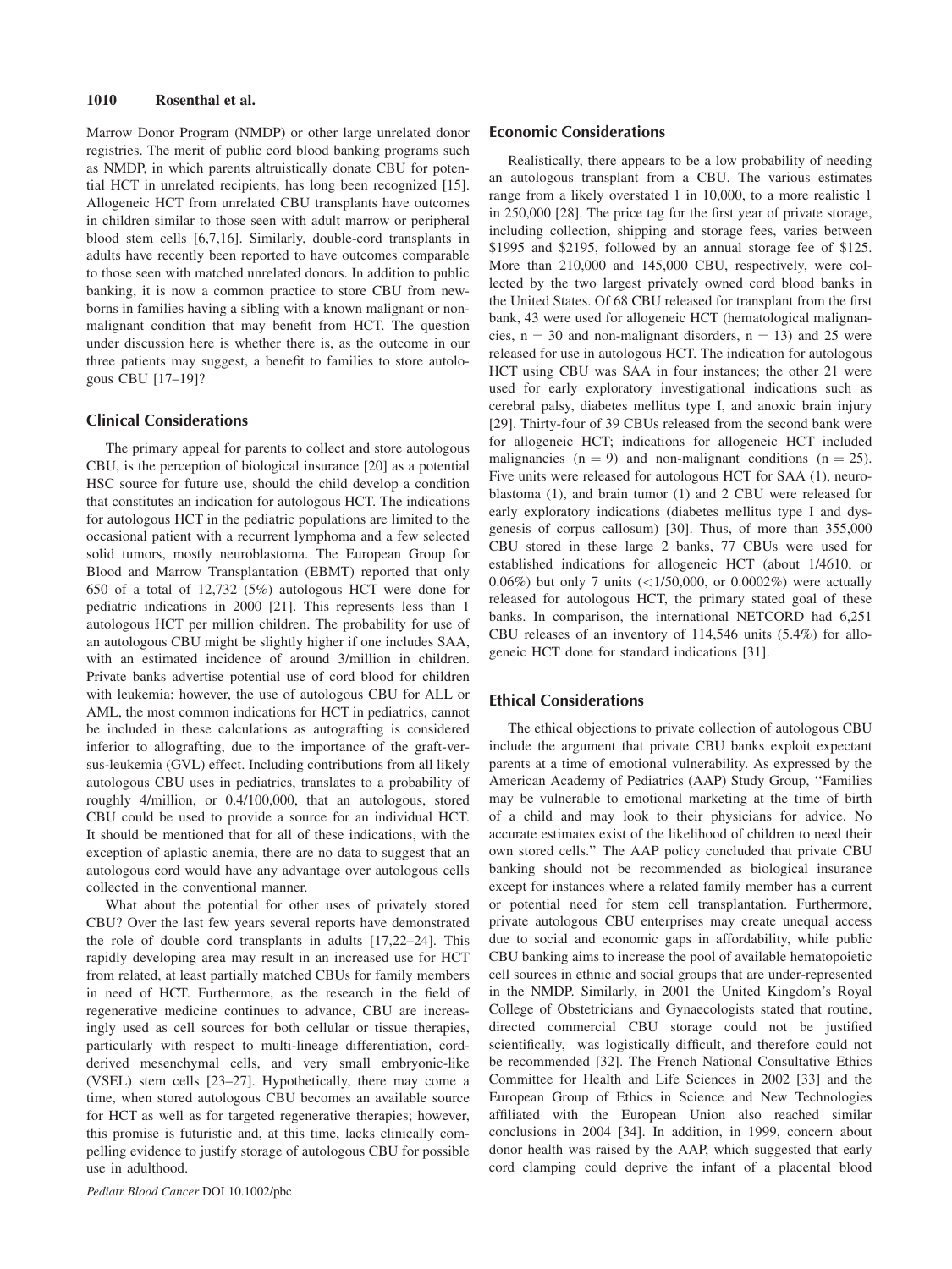Marrow Donor Program (NMDP) or other large unrelated donor registries. The merit of public cord blood banking programs such as NMDP, in which parents altruistically donate CBU for potential HCT in unrelated recipients, has long been recognized [15]. Allogeneic HCT from unrelated CBU transplants have outcomes in children similar to those seen with adult marrow or peripheral blood stem cells [6,7,16]. Similarly, double-cord transplants in adults have recently been reported to have outcomes comparable to those seen with matched unrelated donors. In addition to public banking, it is now a common practice to store CBU from newborns in families having a sibling with a known malignant or nonmalignant condition that may benefit from HCT. The question under discussion here is whether there is, as the outcome in our three patients may suggest, a benefit to families to store autologous CBU [17–19]?

## Clinical Considerations

The primary appeal for parents to collect and store autologous CBU, is the perception of biological insurance [20] as a potential HSC source for future use, should the child develop a condition that constitutes an indication for autologous HCT. The indications for autologous HCT in the pediatric populations are limited to the occasional patient with a recurrent lymphoma and a few selected solid tumors, mostly neuroblastoma. The European Group for Blood and Marrow Transplantation (EBMT) reported that only 650 of a total of 12,732 (5%) autologous HCT were done for pediatric indications in 2000 [21]. This represents less than 1 autologous HCT per million children. The probability for use of an autologous CBU might be slightly higher if one includes SAA, with an estimated incidence of around 3/million in children. Private banks advertise potential use of cord blood for children with leukemia; however, the use of autologous CBU for ALL or AML, the most common indications for HCT in pediatrics, cannot be included in these calculations as autografting is considered inferior to allografting, due to the importance of the graft-versus-leukemia (GVL) effect. Including contributions from all likely autologous CBU uses in pediatrics, translates to a probability of roughly 4/million, or 0.4/100,000, that an autologous, stored CBU could be used to provide a source for an individual HCT. It should be mentioned that for all of these indications, with the exception of aplastic anemia, there are no data to suggest that an autologous cord would have any advantage over autologous cells collected in the conventional manner.

What about the potential for other uses of privately stored CBU? Over the last few years several reports have demonstrated the role of double cord transplants in adults [17,22–24]. This rapidly developing area may result in an increased use for HCT from related, at least partially matched CBUs for family members in need of HCT. Furthermore, as the research in the field of regenerative medicine continues to advance, CBU are increasingly used as cell sources for both cellular or tissue therapies, particularly with respect to multi-lineage differentiation, cord-derived mesenchymal cells, and very small embryonic-like (VSEL) stem cells [23–27]. Hypothetically, there may come a time, when stored autologous CBU becomes an available source for HCT as well as for targeted regenerative therapies; however, this promise is futuristic and, at this time, lacks clinically compelling evidence to justify storage of autologous CBU for possible use in adulthood.

## Economic Considerations

Realistically, there appears to be a low probability of needing an autologous transplant from a CBU. The various estimates range from a likely overstated 1 in 10,000, to a more realistic 1 in 250,000 [28]. The price tag for the first year of private storage, including collection, shipping and storage fees, varies between \$1995 and \$2195, followed by an annual storage fee of \$125. More than 210,000 and 145,000 CBU, respectively, were collected by the two largest privately owned cord blood banks in the United States. Of 68 CBU released for transplant from the first bank, 43 were used for allogeneic HCT (hematological malignancies, $n = 30$ and non-malignant disorders, $n = 13$) and 25 were released for use in autologous HCT. The indication for autologous HCT using CBU was SAA in four instances; the other 21 were used for early exploratory investigational indications such as cerebral palsy, diabetes mellitus type I, and anoxic brain injury [29]. Thirty-four of 39 CBUs released from the second bank were for allogeneic HCT; indications for allogeneic HCT included malignancies ($n = 9$) and non-malignant conditions ($n = 25$). Five units were released for autologous HCT for SAA (1), neuroblastoma (1), and brain tumor (1) and 2 CBU were released for early exploratory indications (diabetes mellitus type I and dysgenesis of corpus callosum) [30]. Thus, of more than 355,000 CBU stored in these large 2 banks, 77 CBUs were used for established indications for allogeneic HCT (about 1/4610, or 0.06%) but only 7 units (<1/50,000, or 0.0002%) were actually released for autologous HCT, the primary stated goal of these banks. In comparison, the international NETCORD had 6,251 CBU releases of an inventory of 114,546 units (5.4%) for allogeneic HCT done for standard indications [31].

## Ethical Considerations

The ethical objections to private collection of autologous CBU include the argument that private CBU banks exploit expectant parents at a time of emotional vulnerability. As expressed by the American Academy of Pediatrics (AAP) Study Group, ''Families may be vulnerable to emotional marketing at the time of birth of a child and may look to their physicians for advice. No accurate estimates exist of the likelihood of children to need their own stored cells.'' The AAP policy concluded that private CBU banking should not be recommended as biological insurance except for instances where a related family member has a current or potential need for stem cell transplantation. Furthermore, private autologous CBU enterprises may create unequal access due to social and economic gaps in affordability, while public CBU banking aims to increase the pool of available hematopoietic cell sources in ethnic and social groups that are under-represented in the NMDP. Similarly, in 2001 the United Kingdom's Royal College of Obstetricians and Gynaecologists stated that routine, directed commercial CBU storage could not be justified scientifically, was logistically difficult, and therefore could not be recommended [32]. The French National Consultative Ethics Committee for Health and Life Sciences in 2002 [33] and the European Group of Ethics in Science and New Technologies affiliated with the European Union also reached similar conclusions in 2004 [34]. In addition, in 1999, concern about donor health was raised by the AAP, which suggested that early cord clamping could deprive the infant of a placental blood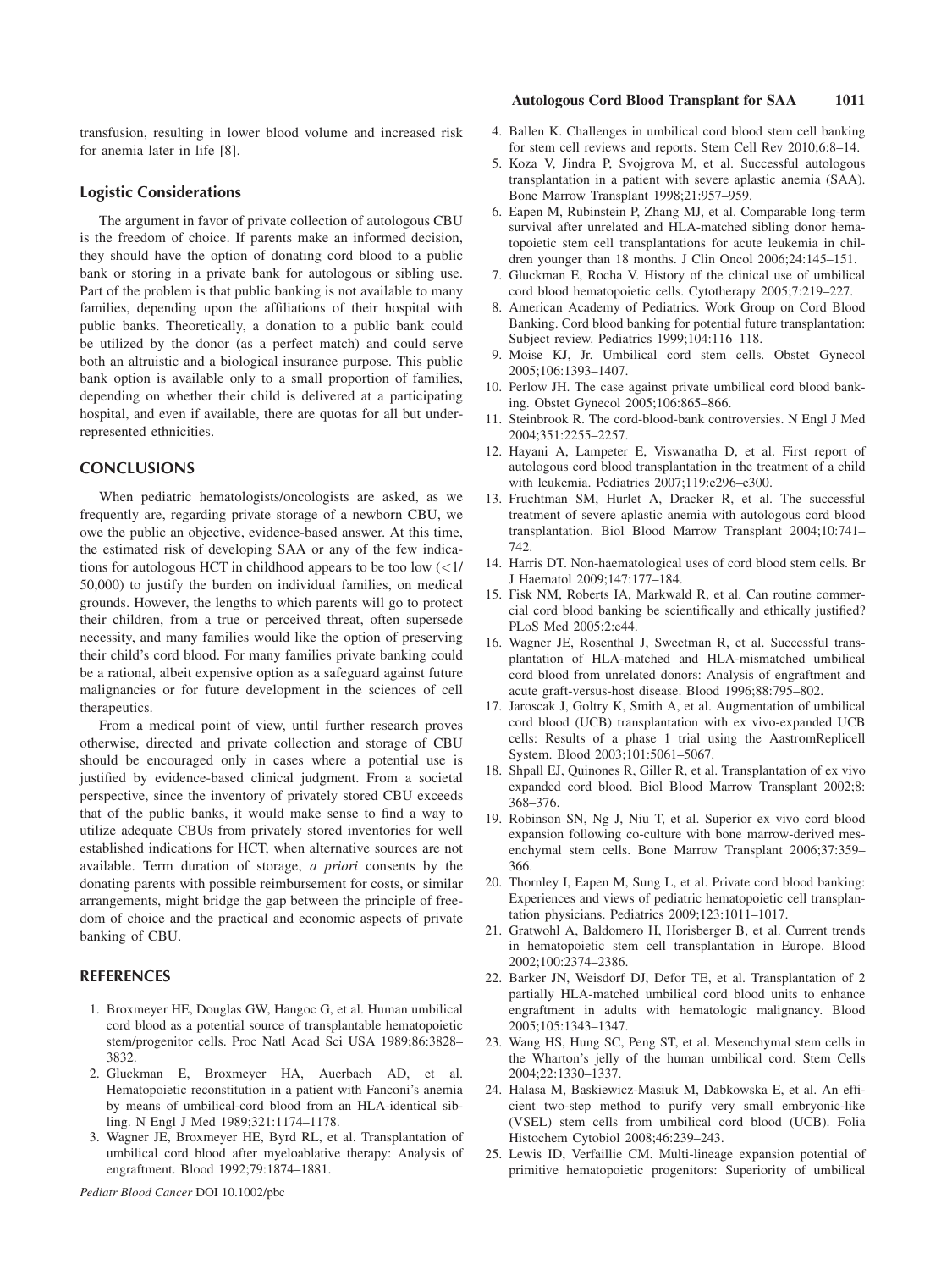transfusion, resulting in lower blood volume and increased risk for anemia later in life [8].

## Logistic Considerations

The argument in favor of private collection of autologous CBU is the freedom of choice. If parents make an informed decision, they should have the option of donating cord blood to a public bank or storing in a private bank for autologous or sibling use. Part of the problem is that public banking is not available to many families, depending upon the affiliations of their hospital with public banks. Theoretically, a donation to a public bank could be utilized by the donor (as a perfect match) and could serve both an altruistic and a biological insurance purpose. This public bank option is available only to a small proportion of families, depending on whether their child is delivered at a participating hospital, and even if available, there are quotas for all but under-represented ethnicities.

## CONCLUSIONS

When pediatric hematologists/oncologists are asked, as we frequently are, regarding private storage of a newborn CBU, we owe the public an objective, evidence-based answer. At this time, the estimated risk of developing SAA or any of the few indications for autologous HCT in childhood appears to be too low (<1/50,000) to justify the burden on individual families, on medical grounds. However, the lengths to which parents will go to protect their children, from a true or perceived threat, often supersede necessity, and many families would like the option of preserving their child's cord blood. For many families private banking could be a rational, albeit expensive option as a safeguard against future malignancies or for future development in the sciences of cell therapeutics.

From a medical point of view, until further research proves otherwise, directed and private collection and storage of CBU should be encouraged only in cases where a potential use is justified by evidence-based clinical judgment. From a societal perspective, since the inventory of privately stored CBU exceeds that of the public banks, it would make sense to find a way to utilize adequate CBUs from privately stored inventories for well established indications for HCT, when alternative sources are not available. Term duration of storage, *a priori* consents by the donating parents with possible reimbursement for costs, or similar arrangements, might bridge the gap between the principle of freedom of choice and the practical and economic aspects of private banking of CBU.

## REFERENCES

1. Broxmeyer HE, Douglas GW, Hangoc G, et al. Human umbilical cord blood as a potential source of transplantable hematopoietic stem/progenitor cells. Proc Natl Acad Sci USA 1989;86:3828–3832.
2. Gluckman E, Broxmeyer HA, Auerbach AD, et al. Hematopoietic reconstitution in a patient with Fanconi's anemia by means of umbilical-cord blood from an HLA-identical sibling. N Engl J Med 1989;321:1174–1178.
3. Wagner JE, Broxmeyer HE, Byrd RL, et al. Transplantation of umbilical cord blood after myeloablative therapy: Analysis of engraftment. Blood 1992;79:1874–1881.
4. Ballen K. Challenges in umbilical cord blood stem cell banking for stem cell reviews and reports. Stem Cell Rev 2010;6:8–14.
5. Koza V, Jindra P, Svojgrova M, et al. Successful autologous transplantation in a patient with severe aplastic anemia (SAA). Bone Marrow Transplant 1998;21:957–959.
6. Eapen M, Rubinstein P, Zhang MJ, et al. Comparable long-term survival after unrelated and HLA-matched sibling donor hematopoietic stem cell transplantations for acute leukemia in children younger than 18 months. J Clin Oncol 2006;24:145–151.
7. Gluckman E, Rocha V. History of the clinical use of umbilical cord blood hematopoietic cells. Cytotherapy 2005;7:219–227.
8. American Academy of Pediatrics. Work Group on Cord Blood Banking. Cord blood banking for potential future transplantation: Subject review. Pediatrics 1999;104:116–118.
9. Moise KJ, Jr. Umbilical cord stem cells. Obstet Gynecol 2005;106:1393–1407.
10. Perlow JH. The case against private umbilical cord blood banking. Obstet Gynecol 2005;106:865–866.
11. Steinbrook R. The cord-blood-bank controversies. N Engl J Med 2004;351:2255–2257.
12. Hayani A, Lampeter E, Viswanatha D, et al. First report of autologous cord blood transplantation in the treatment of a child with leukemia. Pediatrics 2007;119:e296–e300.
13. Fruchtman SM, Hurlet A, Dracker R, et al. The successful treatment of severe aplastic anemia with autologous cord blood transplantation. Biol Blood Marrow Transplant 2004;10:741–742.
14. Harris DT. Non-haematological uses of cord blood stem cells. Br J Haematol 2009;147:177–184.
15. Fisk NM, Roberts IA, Markwald R, et al. Can routine commercial cord blood banking be scientifically and ethically justified? PLoS Med 2005;2:e44.
16. Wagner JE, Rosenthal J, Sweetman R, et al. Successful transplantation of HLA-matched and HLA-mismatched umbilical cord blood from unrelated donors: Analysis of engraftment and acute graft-versus-host disease. Blood 1996;88:795–802.
17. Jaroscak J, Goltry K, Smith A, et al. Augmentation of umbilical cord blood (UCB) transplantation with ex vivo-expanded UCB cells: Results of a phase 1 trial using the AastromReplicell System. Blood 2003;101:5061–5067.
18. Shpall EJ, Quinones R, Giller R, et al. Transplantation of ex vivo expanded cord blood. Biol Blood Marrow Transplant 2002;8:368–376.
19. Robinson SN, Ng J, Niu T, et al. Superior ex vivo cord blood expansion following co-culture with bone marrow-derived mesenchymal stem cells. Bone Marrow Transplant 2006;37:359–366.
20. Thornley I, Eapen M, Sung L, et al. Private cord blood banking: Experiences and views of pediatric hematopoietic cell transplantation physicians. Pediatrics 2009;123:1011–1017.
21. Gratwohl A, Baldomero H, Horisberger B, et al. Current trends in hematopoietic stem cell transplantation in Europe. Blood 2002;100:2374–2386.
22. Barker JN, Weisdorf DJ, Defor TE, et al. Transplantation of 2 partially HLA-matched umbilical cord blood units to enhance engraftment in adults with hematologic malignancy. Blood 2005;105:1343–1347.
23. Wang HS, Hung SC, Peng ST, et al. Mesenchymal stem cells in the Wharton's jelly of the human umbilical cord. Stem Cells 2004;22:1330–1337.
24. Halasa M, Baskiewicz-Masiuk M, Dabkowska E, et al. An efficient two-step method to purify very small embryonic-like (VSEL) stem cells from umbilical cord blood (UCB). Folia Histochem Cytobiol 2008;46:239–243.
25. Lewis ID, Verfaillie CM. Multi-lineage expansion potential of primitive hematopoietic progenitors: Superiority of umbilical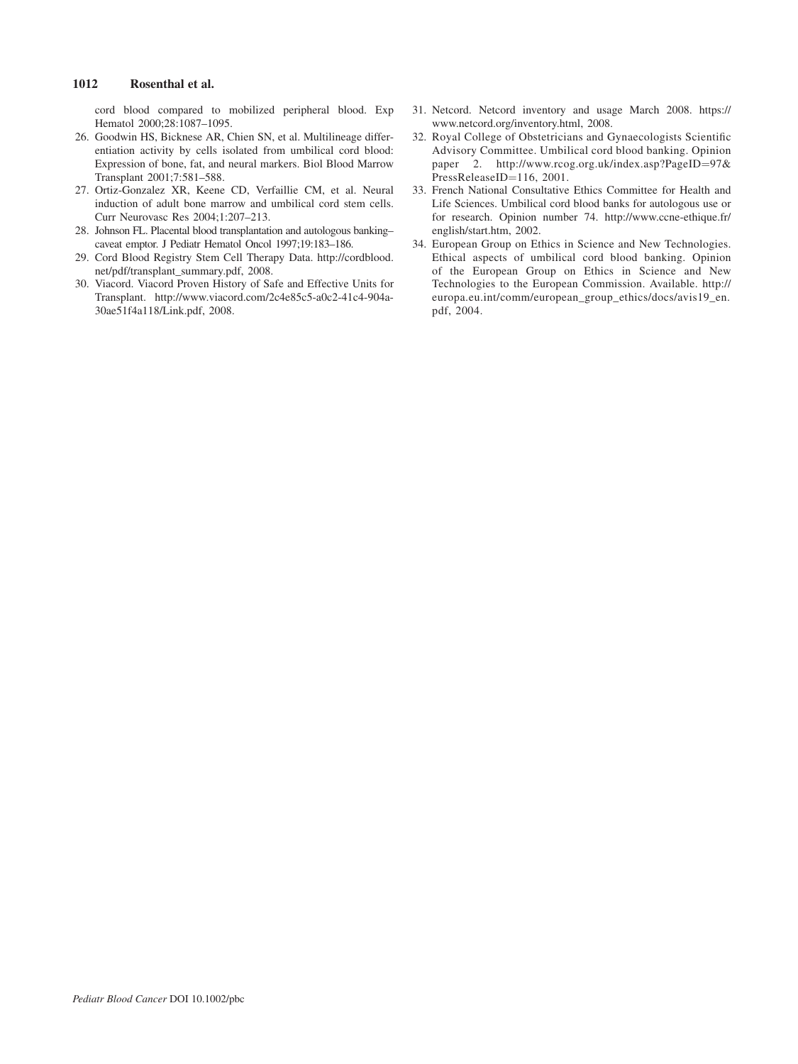cord blood compared to mobilized peripheral blood. Exp Hematol 2000;28:1087–1095.

26. Goodwin HS, Bicknese AR, Chien SN, et al. Multilineage differentiation activity by cells isolated from umbilical cord blood: Expression of bone, fat, and neural markers. Biol Blood Marrow Transplant 2001;7:581–588.
27. Ortiz-Gonzalez XR, Keene CD, Verfaillie CM, et al. Neural induction of adult bone marrow and umbilical cord stem cells. Curr Neurovasc Res 2004;1:207–213.
28. Johnson FL. Placental blood transplantation and autologous banking–caveat emptor. J Pediatr Hematol Oncol 1997;19:183–186.
29. Cord Blood Registry Stem Cell Therapy Data. http://cordblood.net/pdf/transplant_summary.pdf, 2008.
30. Viacord. Viacord Proven History of Safe and Effective Units for Transplant. http://www.viacord.com/2c4e85c5-a0c2-41c4-904a-30ae51f4a118/Link.pdf, 2008.
31. Netcord. Netcord inventory and usage March 2008. https://www.netcord.org/inventory.html, 2008.
32. Royal College of Obstetricians and Gynaecologists Scientific Advisory Committee. Umbilical cord blood banking. Opinion paper 2. http://www.rcog.org.uk/index.asp?PageID=97&PressReleaseID=116, 2001.
33. French National Consultative Ethics Committee for Health and Life Sciences. Umbilical cord blood banks for autologous use or for research. Opinion number 74. http://www.ccne-ethique.fr/english/start.htm, 2002.
34. European Group on Ethics in Science and New Technologies. Ethical aspects of umbilical cord blood banking. Opinion of the European Group on Ethics in Science and New Technologies to the European Commission. Available. http://europa.eu.int/comm/european_group_ethics/docs/avis19_en.pdf, 2004.